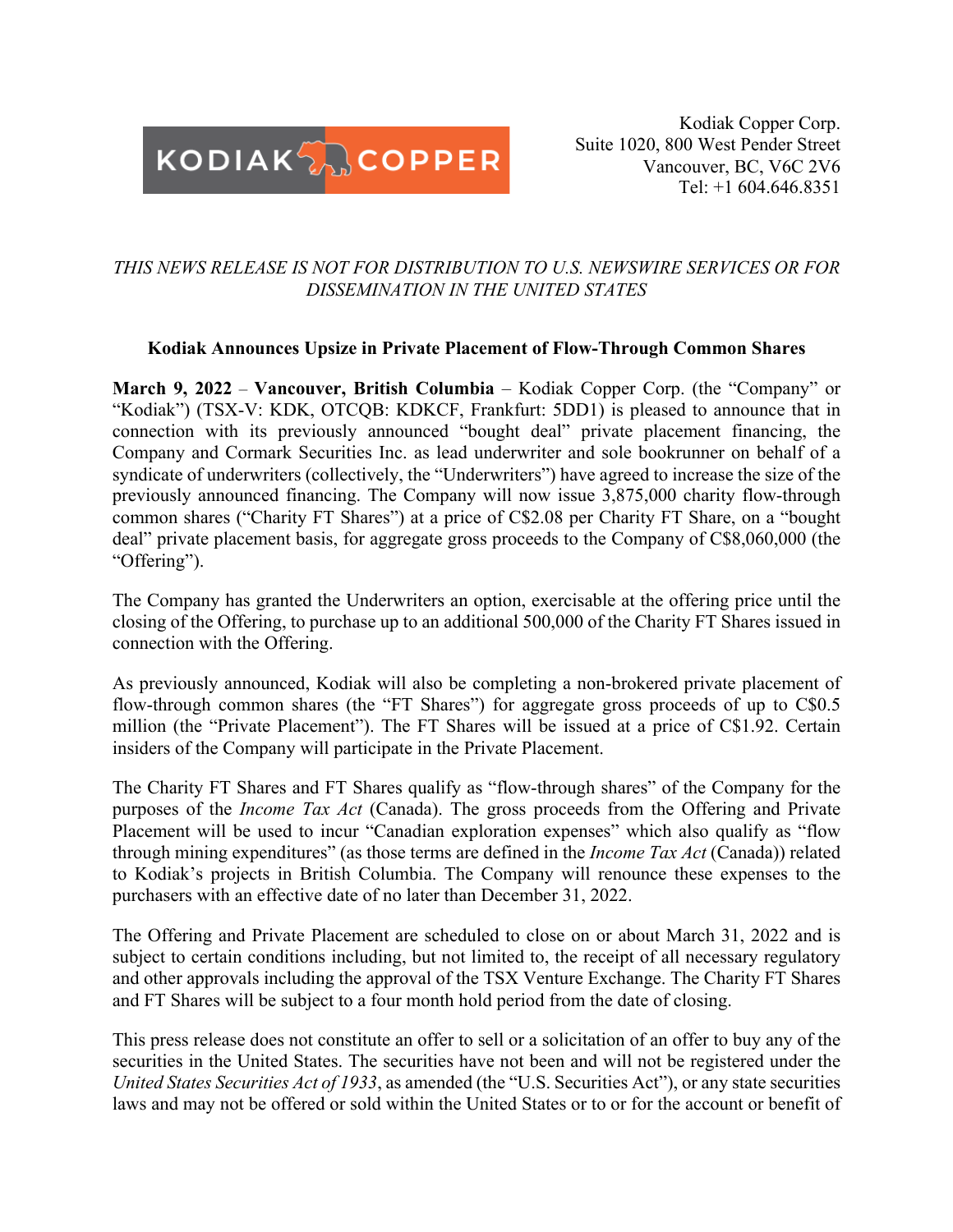Kodiak Copper Corp.
Suite 1020, 800 West Pender Street
Vancouver, BC, V6C 2V6
Tel: +1 604.646.8351

*THIS NEWS RELEASE IS NOT FOR DISTRIBUTION TO U.S. NEWSWIRE SERVICES OR FOR DISSEMINATION IN THE UNITED STATES*

**Kodiak Announces Upsize in Private Placement of Flow-Through Common Shares**

**March 9, 2022** – **Vancouver, British Columbia** – Kodiak Copper Corp. (the "Company" or "Kodiak") (TSX-V: KDK, OTCQB: KDKCF, Frankfurt: 5DD1) is pleased to announce that in connection with its previously announced "bought deal" private placement financing, the Company and Cormark Securities Inc. as lead underwriter and sole bookrunner on behalf of a syndicate of underwriters (collectively, the "Underwriters") have agreed to increase the size of the previously announced financing. The Company will now issue 3,875,000 charity flow-through common shares ("Charity FT Shares") at a price of C$2.08 per Charity FT Share, on a "bought deal" private placement basis, for aggregate gross proceeds to the Company of C$8,060,000 (the "Offering").

The Company has granted the Underwriters an option, exercisable at the offering price until the closing of the Offering, to purchase up to an additional 500,000 of the Charity FT Shares issued in connection with the Offering.

As previously announced, Kodiak will also be completing a non-brokered private placement of flow-through common shares (the "FT Shares") for aggregate gross proceeds of up to C$0.5 million (the "Private Placement"). The FT Shares will be issued at a price of C$1.92. Certain insiders of the Company will participate in the Private Placement.

The Charity FT Shares and FT Shares qualify as "flow-through shares" of the Company for the purposes of the *Income Tax Act* (Canada). The gross proceeds from the Offering and Private Placement will be used to incur "Canadian exploration expenses" which also qualify as "flow through mining expenditures" (as those terms are defined in the *Income Tax Act* (Canada)) related to Kodiak's projects in British Columbia. The Company will renounce these expenses to the purchasers with an effective date of no later than December 31, 2022.

The Offering and Private Placement are scheduled to close on or about March 31, 2022 and is subject to certain conditions including, but not limited to, the receipt of all necessary regulatory and other approvals including the approval of the TSX Venture Exchange. The Charity FT Shares and FT Shares will be subject to a four month hold period from the date of closing.

This press release does not constitute an offer to sell or a solicitation of an offer to buy any of the securities in the United States. The securities have not been and will not be registered under the *United States Securities Act of 1933*, as amended (the "U.S. Securities Act"), or any state securities laws and may not be offered or sold within the United States or to or for the account or benefit of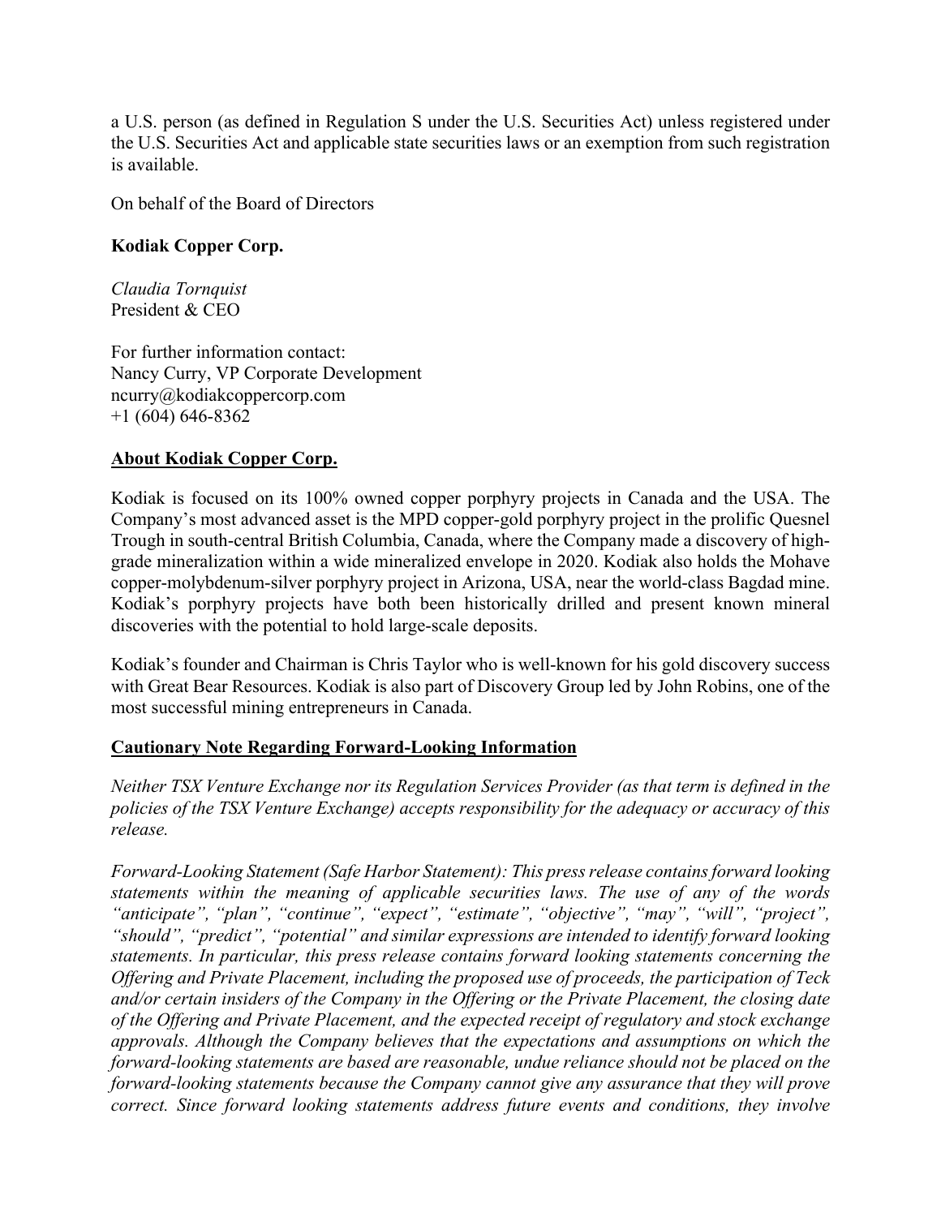a U.S. person (as defined in Regulation S under the U.S. Securities Act) unless registered under the U.S. Securities Act and applicable state securities laws or an exemption from such registration is available.

On behalf of the Board of Directors

**Kodiak Copper Corp.**

*Claudia Tornquist*
President & CEO

For further information contact:
Nancy Curry, VP Corporate Development
ncurry@kodiakcoppercorp.com
+1 (604) 646-8362

## About Kodiak Copper Corp.

Kodiak is focused on its 100% owned copper porphyry projects in Canada and the USA. The Company's most advanced asset is the MPD copper-gold porphyry project in the prolific Quesnel Trough in south-central British Columbia, Canada, where the Company made a discovery of high-grade mineralization within a wide mineralized envelope in 2020. Kodiak also holds the Mohave copper-molybdenum-silver porphyry project in Arizona, USA, near the world-class Bagdad mine. Kodiak's porphyry projects have both been historically drilled and present known mineral discoveries with the potential to hold large-scale deposits.

Kodiak's founder and Chairman is Chris Taylor who is well-known for his gold discovery success with Great Bear Resources. Kodiak is also part of Discovery Group led by John Robins, one of the most successful mining entrepreneurs in Canada.

## Cautionary Note Regarding Forward-Looking Information

*Neither TSX Venture Exchange nor its Regulation Services Provider (as that term is defined in the policies of the TSX Venture Exchange) accepts responsibility for the adequacy or accuracy of this release.*

*Forward-Looking Statement (Safe Harbor Statement): This press release contains forward looking statements within the meaning of applicable securities laws. The use of any of the words "anticipate", "plan", "continue", "expect", "estimate", "objective", "may", "will", "project", "should", "predict", "potential" and similar expressions are intended to identify forward looking statements. In particular, this press release contains forward looking statements concerning the Offering and Private Placement, including the proposed use of proceeds, the participation of Teck and/or certain insiders of the Company in the Offering or the Private Placement, the closing date of the Offering and Private Placement, and the expected receipt of regulatory and stock exchange approvals. Although the Company believes that the expectations and assumptions on which the forward-looking statements are based are reasonable, undue reliance should not be placed on the forward-looking statements because the Company cannot give any assurance that they will prove correct. Since forward looking statements address future events and conditions, they involve*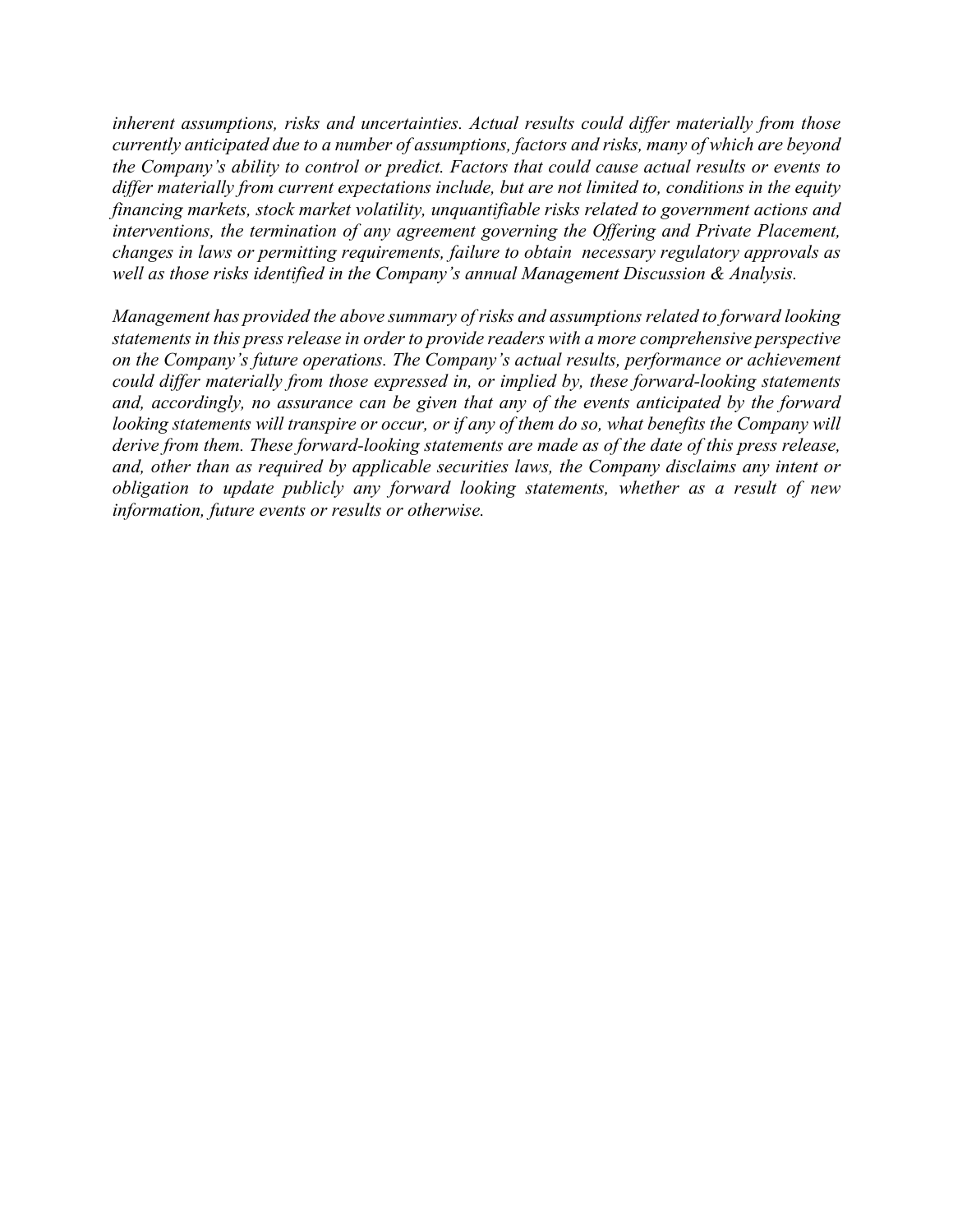*inherent assumptions, risks and uncertainties. Actual results could differ materially from those currently anticipated due to a number of assumptions, factors and risks, many of which are beyond the Company's ability to control or predict. Factors that could cause actual results or events to differ materially from current expectations include, but are not limited to, conditions in the equity financing markets, stock market volatility, unquantifiable risks related to government actions and interventions, the termination of any agreement governing the Offering and Private Placement, changes in laws or permitting requirements, failure to obtain necessary regulatory approvals as well as those risks identified in the Company's annual Management Discussion & Analysis.*

*Management has provided the above summary of risks and assumptions related to forward looking statements in this press release in order to provide readers with a more comprehensive perspective on the Company's future operations. The Company's actual results, performance or achievement could differ materially from those expressed in, or implied by, these forward-looking statements and, accordingly, no assurance can be given that any of the events anticipated by the forward looking statements will transpire or occur, or if any of them do so, what benefits the Company will derive from them. These forward-looking statements are made as of the date of this press release, and, other than as required by applicable securities laws, the Company disclaims any intent or obligation to update publicly any forward looking statements, whether as a result of new information, future events or results or otherwise.*